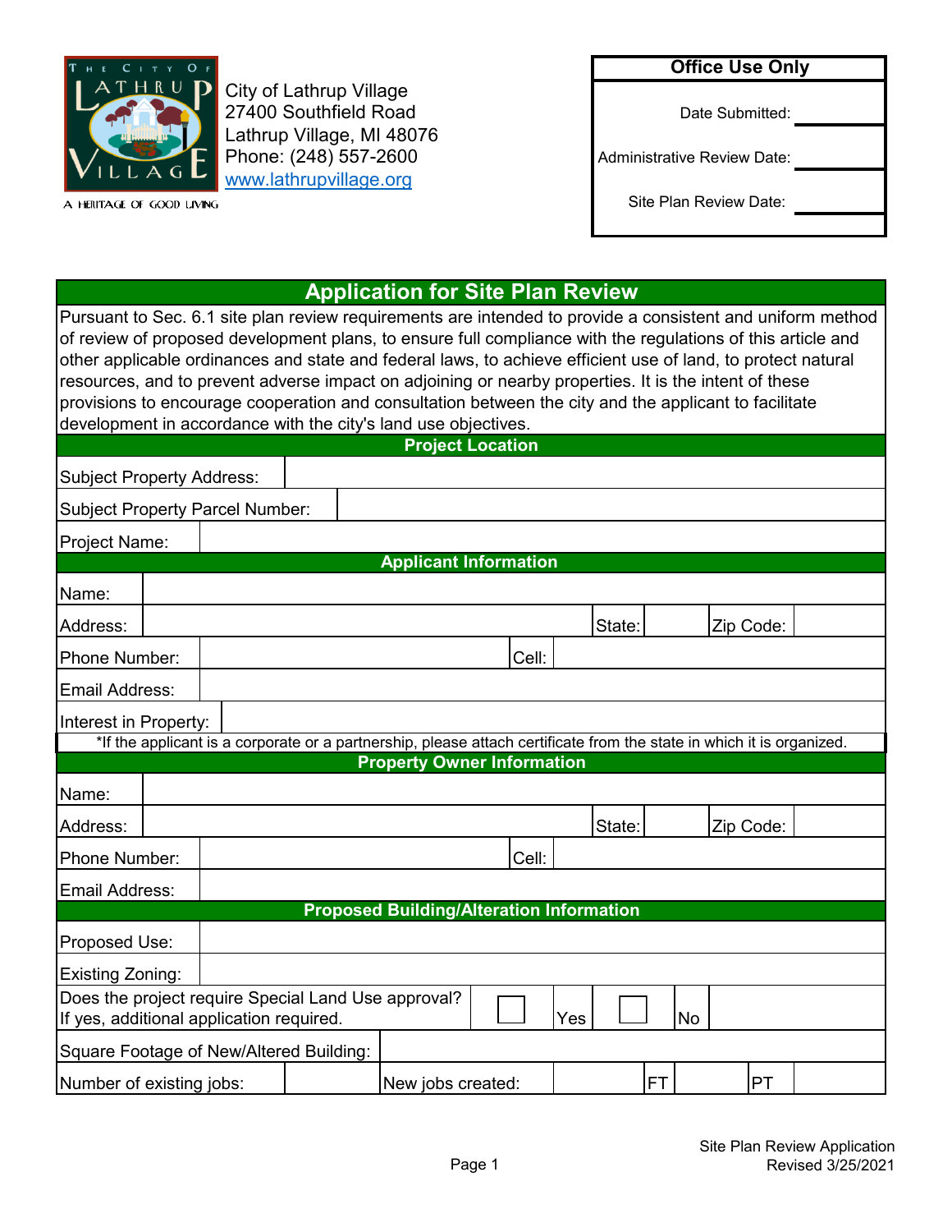City of Lathrup Village
27400 Southfield Road
Lathrup Village, MI 48076
Phone: (248) 557-2600
www.lathrupvillage.org

A HERITAGE OF GOOD LIVING

| Office Use Only | |
|---|---|
| Date Submitted: | |
| Administrative Review Date: | |
| Site Plan Review Date: | |

# Application for Site Plan Review

Pursuant to Sec. 6.1 site plan review requirements are intended to provide a consistent and uniform method of review of proposed development plans, to ensure full compliance with the regulations of this article and other applicable ordinances and state and federal laws, to achieve efficient use of land, to protect natural resources, and to prevent adverse impact on adjoining or nearby properties. It is the intent of these provisions to encourage cooperation and consultation between the city and the applicant to facilitate development in accordance with the city's land use objectives.

## Project Location

| | |
|---|---|
| Subject Property Address: | |
| Subject Property Parcel Number: | |
| Project Name: | |

## Applicant Information

| | | | | | |
|---|---|---|---|---|---|
| Name: | | | | | |
| Address: | | State: | | Zip Code: | |
| Phone Number: | | Cell: | | | |
| Email Address: | | | | | |
| Interest in Property: | | | | | |

*If the applicant is a corporate or a partnership, please attach certificate from the state in which it is organized.

## Property Owner Information

| | | | | | |
|---|---|---|---|---|---|
| Name: | | | | | |
| Address: | | State: | | Zip Code: | |
| Phone Number: | | Cell: | | | |
| Email Address: | | | | | |

## Proposed Building/Alteration Information

| | | | | | | |
|---|---|---|---|---|---|---|
| Proposed Use: | | | | | | |
| Existing Zoning: | | | | | | |
| Does the project require Special Land Use approval? If yes, additional application required. | ☐ Yes | ☐ No | | | | |
| Square Footage of New/Altered Building: | | | | | | |
| Number of existing jobs: | | New jobs created: | | FT | | PT |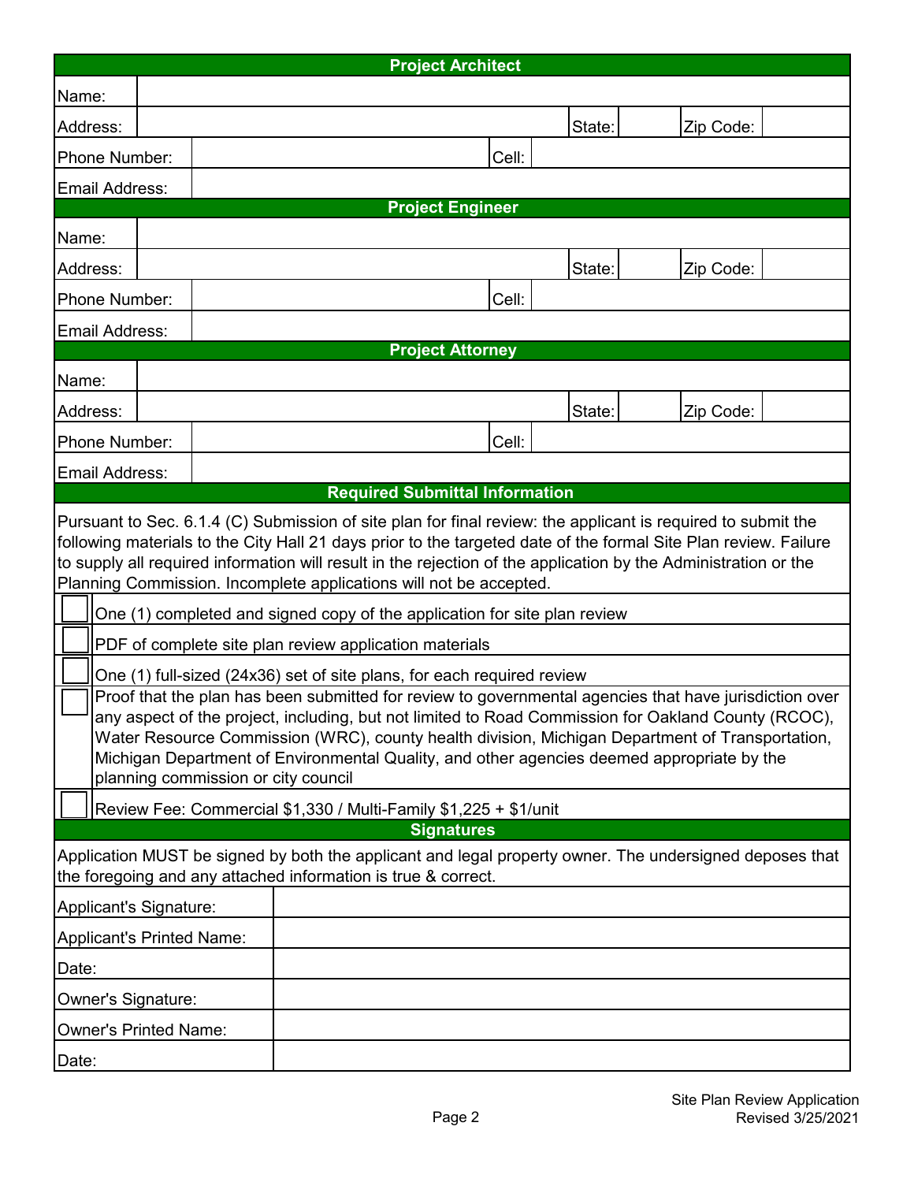## Project Architect

| | | | | | |
|---|---|---|---|---|---|
| Name: | | | | | |
| Address: | | State: | | Zip Code: | |
| Phone Number: | | Cell: | | | |
| Email Address: | | | | | |

## Project Engineer

| | | | | | |
|---|---|---|---|---|---|
| Name: | | | | | |
| Address: | | State: | | Zip Code: | |
| Phone Number: | | Cell: | | | |
| Email Address: | | | | | |

## Project Attorney

| | | | | | |
|---|---|---|---|---|---|
| Name: | | | | | |
| Address: | | State: | | Zip Code: | |
| Phone Number: | | Cell: | | | |
| Email Address: | | | | | |

## Required Submittal Information

Pursuant to Sec. 6.1.4 (C) Submission of site plan for final review: the applicant is required to submit the following materials to the City Hall 21 days prior to the targeted date of the formal Site Plan review. Failure to supply all required information will result in the rejection of the application by the Administration or the Planning Commission. Incomplete applications will not be accepted.

- ☐ One (1) completed and signed copy of the application for site plan review
- ☐ PDF of complete site plan review application materials
- ☐ One (1) full-sized (24x36) set of site plans, for each required review
- ☐ Proof that the plan has been submitted for review to governmental agencies that have jurisdiction over any aspect of the project, including, but not limited to Road Commission for Oakland County (RCOC), Water Resource Commission (WRC), county health division, Michigan Department of Transportation, Michigan Department of Environmental Quality, and other agencies deemed appropriate by the planning commission or city council
- ☐ Review Fee: Commercial $1,330 / Multi-Family $1,225 + $1/unit

## Signatures

Application MUST be signed by both the applicant and legal property owner. The undersigned deposes that the foregoing and any attached information is true & correct.

| | |
|---|---|
| Applicant's Signature: | |
| Applicant's Printed Name: | |
| Date: | |
| Owner's Signature: | |
| Owner's Printed Name: | |
| Date: | |

Site Plan Review Application
Revised 3/25/2021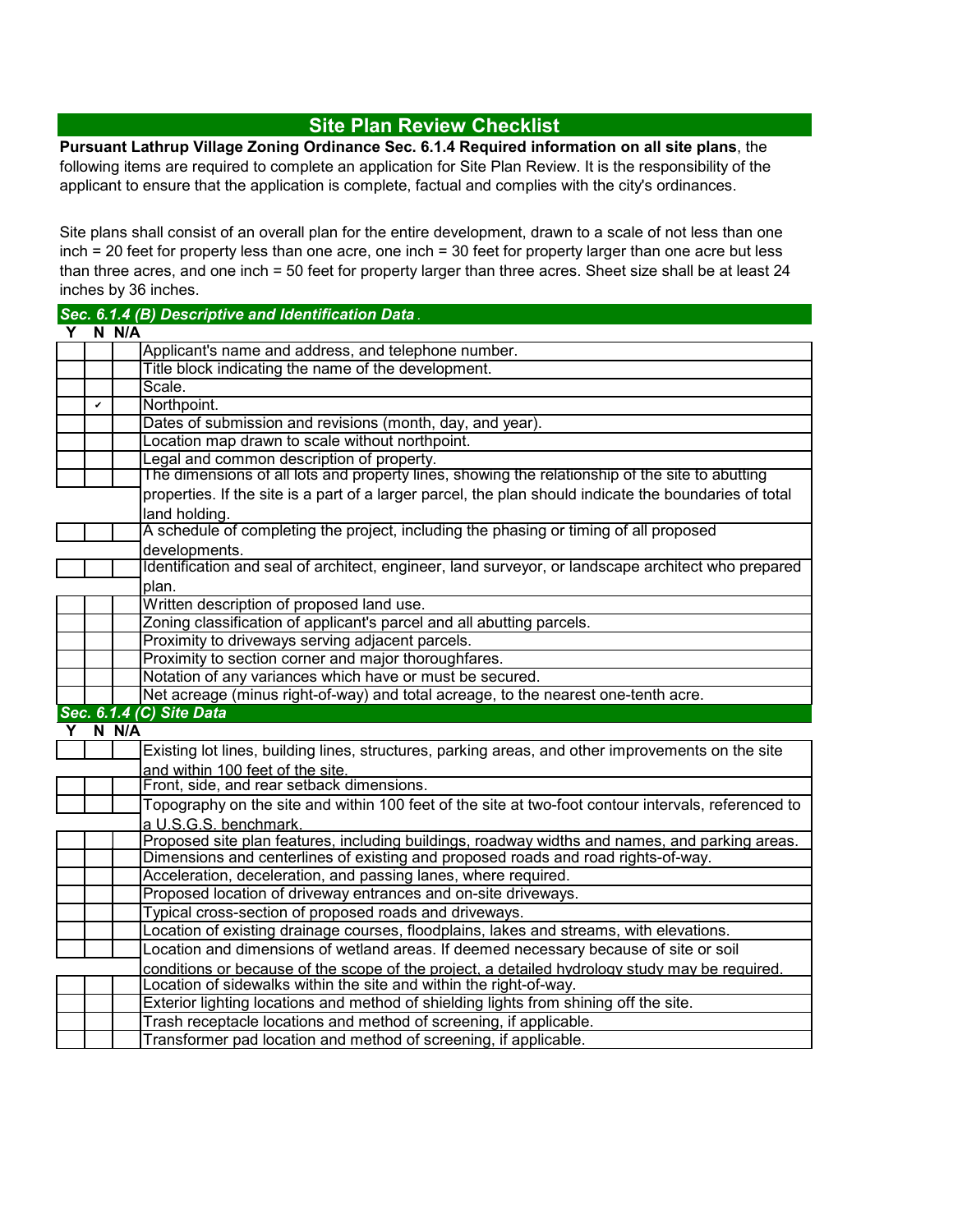## Site Plan Review Checklist

**Pursuant Lathrup Village Zoning Ordinance Sec. 6.1.4 Required information on all site plans**, the following items are required to complete an application for Site Plan Review. It is the responsibility of the applicant to ensure that the application is complete, factual and complies with the city's ordinances.

Site plans shall consist of an overall plan for the entire development, drawn to a scale of not less than one inch = 20 feet for property less than one acre, one inch = 30 feet for property larger than one acre but less than three acres, and one inch = 50 feet for property larger than three acres. Sheet size shall be at least 24 inches by 36 inches.

### *Sec. 6.1.4 (B) Descriptive and Identification Data*.

| Y | N | N/A | |
|---|---|---|---|
| | | | Applicant's name and address, and telephone number. |
| | | | Title block indicating the name of the development. |
| | | | Scale. |
| | ✔ | | Northpoint. |
| | | | Dates of submission and revisions (month, day, and year). |
| | | | Location map drawn to scale without northpoint. |
| | | | Legal and common description of property. |
| | | | The dimensions of all lots and property lines, showing the relationship of the site to abutting properties. If the site is a part of a larger parcel, the plan should indicate the boundaries of total land holding. |
| | | | A schedule of completing the project, including the phasing or timing of all proposed developments. |
| | | | Identification and seal of architect, engineer, land surveyor, or landscape architect who prepared plan. |
| | | | Written description of proposed land use. |
| | | | Zoning classification of applicant's parcel and all abutting parcels. |
| | | | Proximity to driveways serving adjacent parcels. |
| | | | Proximity to section corner and major thoroughfares. |
| | | | Notation of any variances which have or must be secured. |
| | | | Net acreage (minus right-of-way) and total acreage, to the nearest one-tenth acre. |

### *Sec. 6.1.4 (C) Site Data*

| Y | N | N/A | |
|---|---|---|---|
| | | | Existing lot lines, building lines, structures, parking areas, and other improvements on the site and within 100 feet of the site. |
| | | | Front, side, and rear setback dimensions. |
| | | | Topography on the site and within 100 feet of the site at two-foot contour intervals, referenced to a U.S.G.S. benchmark. |
| | | | Proposed site plan features, including buildings, roadway widths and names, and parking areas. |
| | | | Dimensions and centerlines of existing and proposed roads and road rights-of-way. |
| | | | Acceleration, deceleration, and passing lanes, where required. |
| | | | Proposed location of driveway entrances and on-site driveways. |
| | | | Typical cross-section of proposed roads and driveways. |
| | | | Location of existing drainage courses, floodplains, lakes and streams, with elevations. |
| | | | Location and dimensions of wetland areas. If deemed necessary because of site or soil conditions or because of the scope of the project, a detailed hydrology study may be required. |
| | | | Location of sidewalks within the site and within the right-of-way. |
| | | | Exterior lighting locations and method of shielding lights from shining off the site. |
| | | | Trash receptacle locations and method of screening, if applicable. |
| | | | Transformer pad location and method of screening, if applicable. |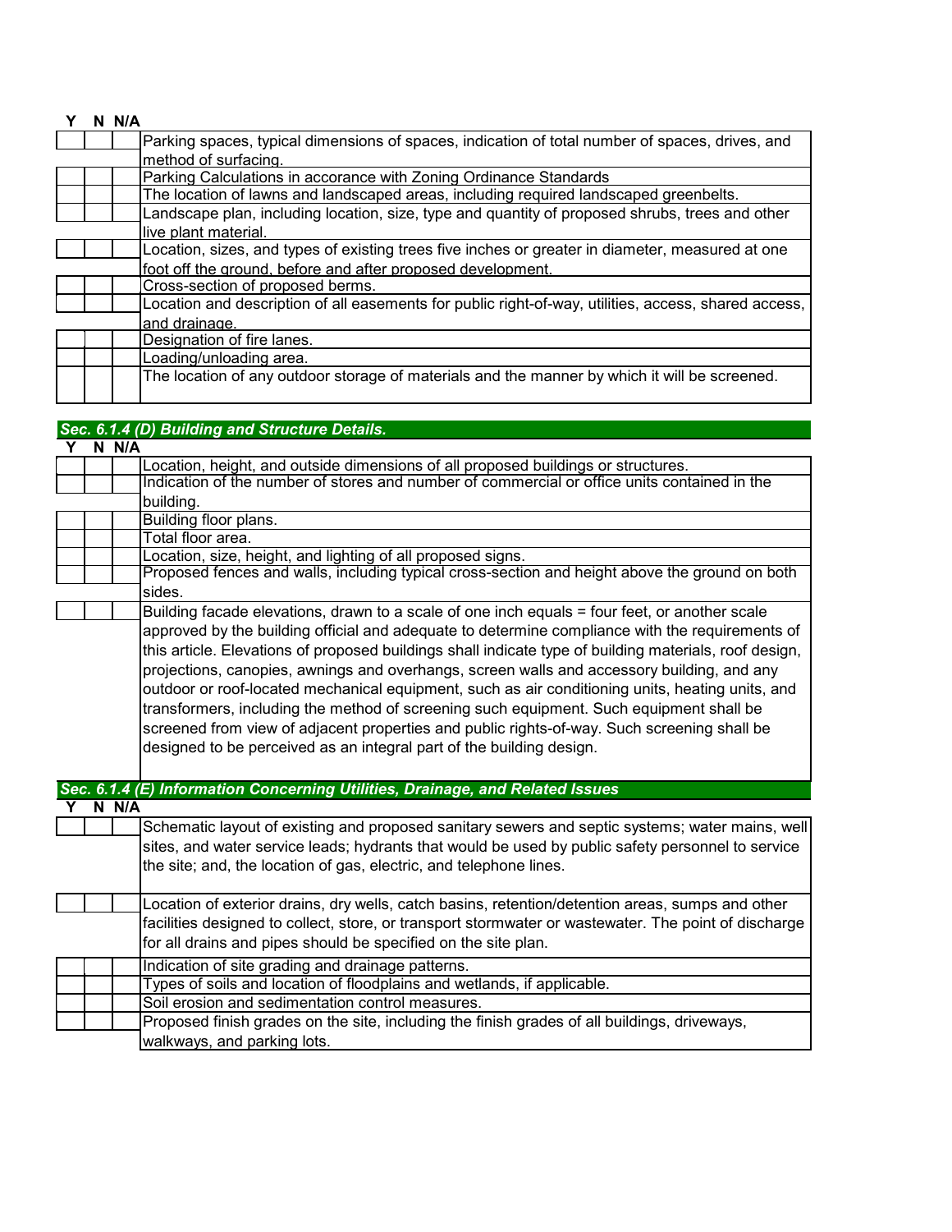| Y | N | N/A | |
|---|---|---|---|
| | | | Parking spaces, typical dimensions of spaces, indication of total number of spaces, drives, and method of surfacing. |
| | | | Parking Calculations in accorance with Zoning Ordinance Standards |
| | | | The location of lawns and landscaped areas, including required landscaped greenbelts. |
| | | | Landscape plan, including location, size, type and quantity of proposed shrubs, trees and other live plant material. |
| | | | Location, sizes, and types of existing trees five inches or greater in diameter, measured at one foot off the ground, before and after proposed development. |
| | | | Cross-section of proposed berms. |
| | | | Location and description of all easements for public right-of-way, utilities, access, shared access, and drainage. |
| | | | Designation of fire lanes. |
| | | | Loading/unloading area. |
| | | | The location of any outdoor storage of materials and the manner by which it will be screened. |

### *Sec. 6.1.4 (D) Building and Structure Details.*

| Y | N | N/A | |
|---|---|---|---|
| | | | Location, height, and outside dimensions of all proposed buildings or structures. |
| | | | Indication of the number of stores and number of commercial or office units contained in the building. |
| | | | Building floor plans. |
| | | | Total floor area. |
| | | | Location, size, height, and lighting of all proposed signs. |
| | | | Proposed fences and walls, including typical cross-section and height above the ground on both sides. |
| | | | Building facade elevations, drawn to a scale of one inch equals = four feet, or another scale approved by the building official and adequate to determine compliance with the requirements of this article. Elevations of proposed buildings shall indicate type of building materials, roof design, projections, canopies, awnings and overhangs, screen walls and accessory building, and any outdoor or roof-located mechanical equipment, such as air conditioning units, heating units, and transformers, including the method of screening such equipment. Such equipment shall be screened from view of adjacent properties and public rights-of-way. Such screening shall be designed to be perceived as an integral part of the building design. |

### *Sec. 6.1.4 (E) Information Concerning Utilities, Drainage, and Related Issues*

| Y | N | N/A | |
|---|---|---|---|
| | | | Schematic layout of existing and proposed sanitary sewers and septic systems; water mains, well sites, and water service leads; hydrants that would be used by public safety personnel to service the site; and, the location of gas, electric, and telephone lines. |
| | | | Location of exterior drains, dry wells, catch basins, retention/detention areas, sumps and other facilities designed to collect, store, or transport stormwater or wastewater. The point of discharge for all drains and pipes should be specified on the site plan. |
| | | | Indication of site grading and drainage patterns. |
| | | | Types of soils and location of floodplains and wetlands, if applicable. |
| | | | Soil erosion and sedimentation control measures. |
| | | | Proposed finish grades on the site, including the finish grades of all buildings, driveways, walkways, and parking lots. |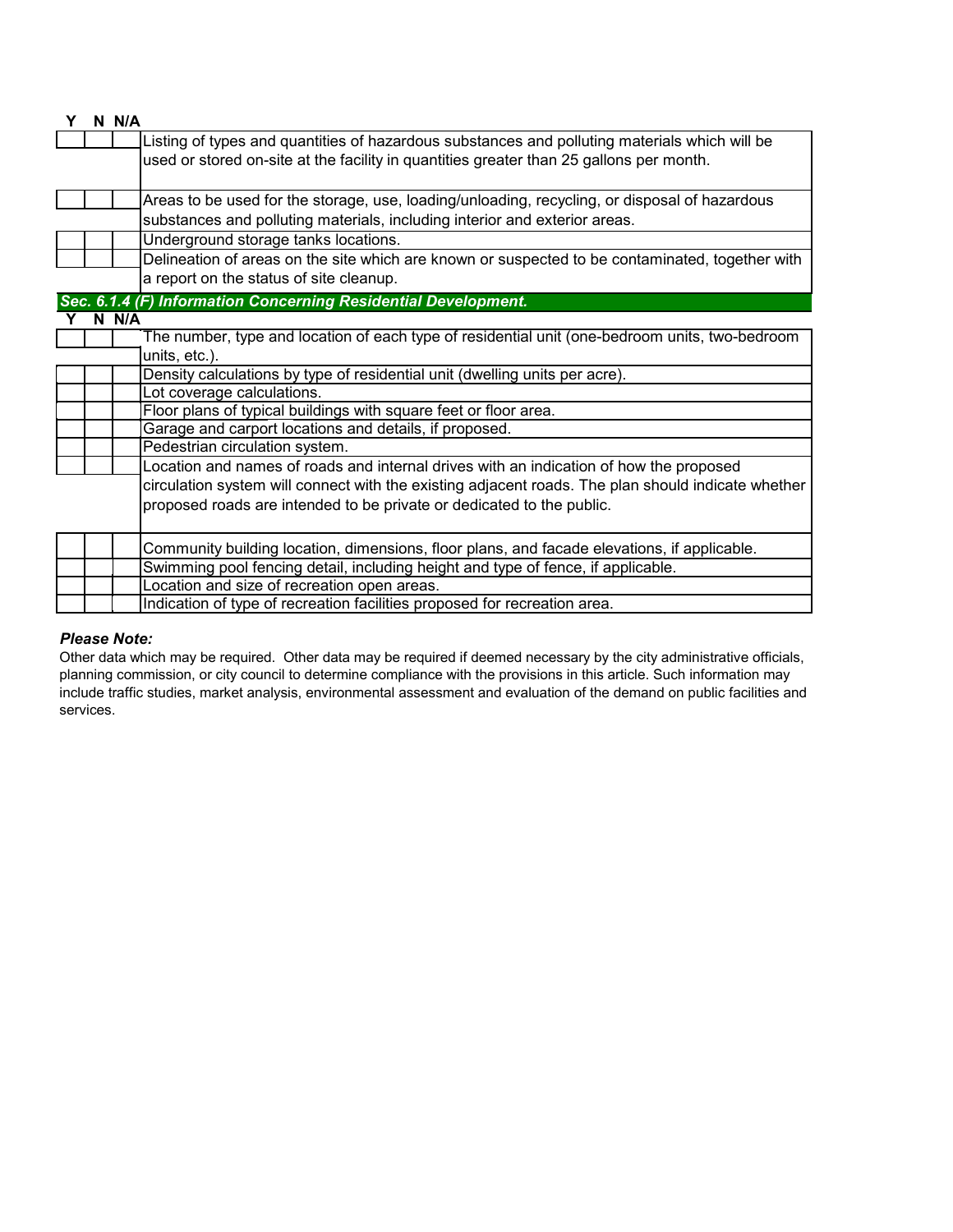| Y | N | N/A | |
|---|---|---|---|
| | | | Listing of types and quantities of hazardous substances and polluting materials which will be used or stored on-site at the facility in quantities greater than 25 gallons per month. |
| | | | Areas to be used for the storage, use, loading/unloading, recycling, or disposal of hazardous substances and polluting materials, including interior and exterior areas. |
| | | | Underground storage tanks locations. |
| | | | Delineation of areas on the site which are known or suspected to be contaminated, together with a report on the status of site cleanup. |

***Sec. 6.1.4 (F) Information Concerning Residential Development.***

| Y | N | N/A | |
|---|---|---|---|
| | | | The number, type and location of each type of residential unit (one-bedroom units, two-bedroom units, etc.). |
| | | | Density calculations by type of residential unit (dwelling units per acre). |
| | | | Lot coverage calculations. |
| | | | Floor plans of typical buildings with square feet or floor area. |
| | | | Garage and carport locations and details, if proposed. |
| | | | Pedestrian circulation system. |
| | | | Location and names of roads and internal drives with an indication of how the proposed circulation system will connect with the existing adjacent roads. The plan should indicate whether proposed roads are intended to be private or dedicated to the public. |
| | | | Community building location, dimensions, floor plans, and facade elevations, if applicable. |
| | | | Swimming pool fencing detail, including height and type of fence, if applicable. |
| | | | Location and size of recreation open areas. |
| | | | Indication of type of recreation facilities proposed for recreation area. |

***Please Note:***

Other data which may be required. Other data may be required if deemed necessary by the city administrative officials, planning commission, or city council to determine compliance with the provisions in this article. Such information may include traffic studies, market analysis, environmental assessment and evaluation of the demand on public facilities and services.